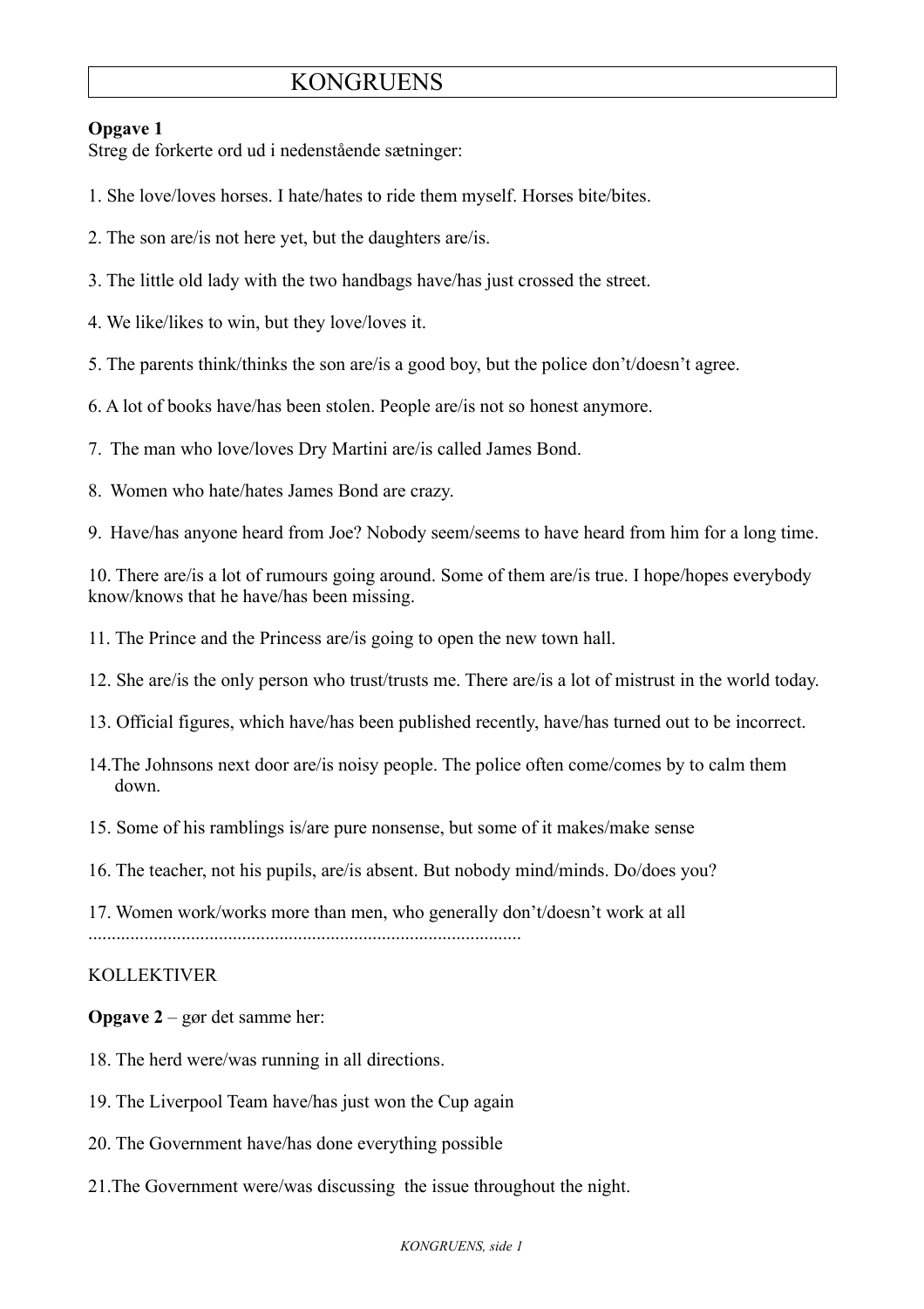# KONGRUENS

**Opgave 1**
Streg de forkerte ord ud i nedenstående sætninger:

1. She love/loves horses. I hate/hates to ride them myself. Horses bite/bites.

2. The son are/is not here yet, but the daughters are/is.

3. The little old lady with the two handbags have/has just crossed the street.

4. We like/likes to win, but they love/loves it.

5. The parents think/thinks the son are/is a good boy, but the police don't/doesn't agree.

6. A lot of books have/has been stolen. People are/is not so honest anymore.

7. The man who love/loves Dry Martini are/is called James Bond.

8. Women who hate/hates James Bond are crazy.

9. Have/has anyone heard from Joe? Nobody seem/seems to have heard from him for a long time.

10. There are/is a lot of rumours going around. Some of them are/is true. I hope/hopes everybody know/knows that he have/has been missing.

11. The Prince and the Princess are/is going to open the new town hall.

12. She are/is the only person who trust/trusts me. There are/is a lot of mistrust in the world today.

13. Official figures, which have/has been published recently, have/has turned out to be incorrect.

14. The Johnsons next door are/is noisy people. The police often come/comes by to calm them down.

15. Some of his ramblings is/are pure nonsense, but some of it makes/make sense

16. The teacher, not his pupils, are/is absent. But nobody mind/minds. Do/does you?

17. Women work/works more than men, who generally don't/doesn't work at all

.............................................................................................

KOLLEKTIVER

**Opgave 2** – gør det samme her:

18. The herd were/was running in all directions.

19. The Liverpool Team have/has just won the Cup again

20. The Government have/has done everything possible

21. The Government were/was discussing the issue throughout the night.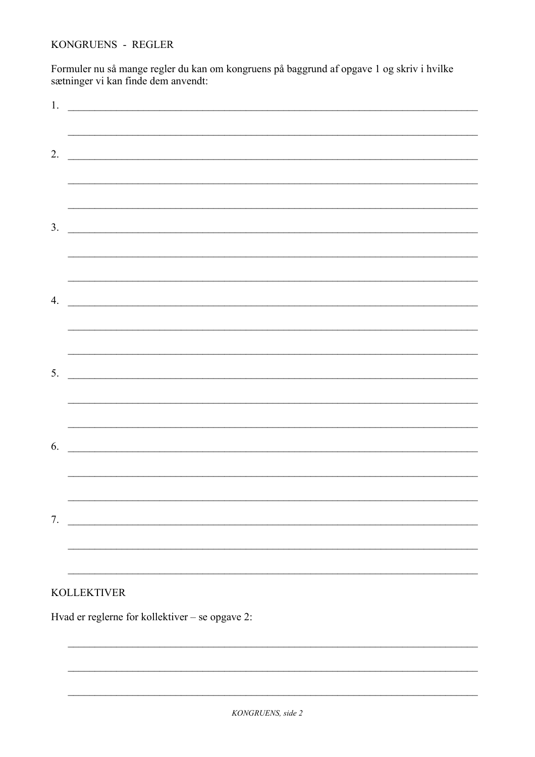KONGRUENS - REGLER

Formuler nu så mange regler du kan om kongruens på baggrund af opgave 1 og skriv i hvilke sætninger vi kan finde dem anvendt:

1. ________________________________________________________________________________

   ________________________________________________________________________________

2. ________________________________________________________________________________

   ________________________________________________________________________________

   ________________________________________________________________________________

3. ________________________________________________________________________________

   ________________________________________________________________________________

   ________________________________________________________________________________

4. ________________________________________________________________________________

   ________________________________________________________________________________

   ________________________________________________________________________________

5. ________________________________________________________________________________

   ________________________________________________________________________________

   ________________________________________________________________________________

6. ________________________________________________________________________________

   ________________________________________________________________________________

   ________________________________________________________________________________

7. ________________________________________________________________________________

   ________________________________________________________________________________

   ________________________________________________________________________________

KOLLEKTIVER

Hvad er reglerne for kollektiver – se opgave 2:

________________________________________________________________________________

________________________________________________________________________________

________________________________________________________________________________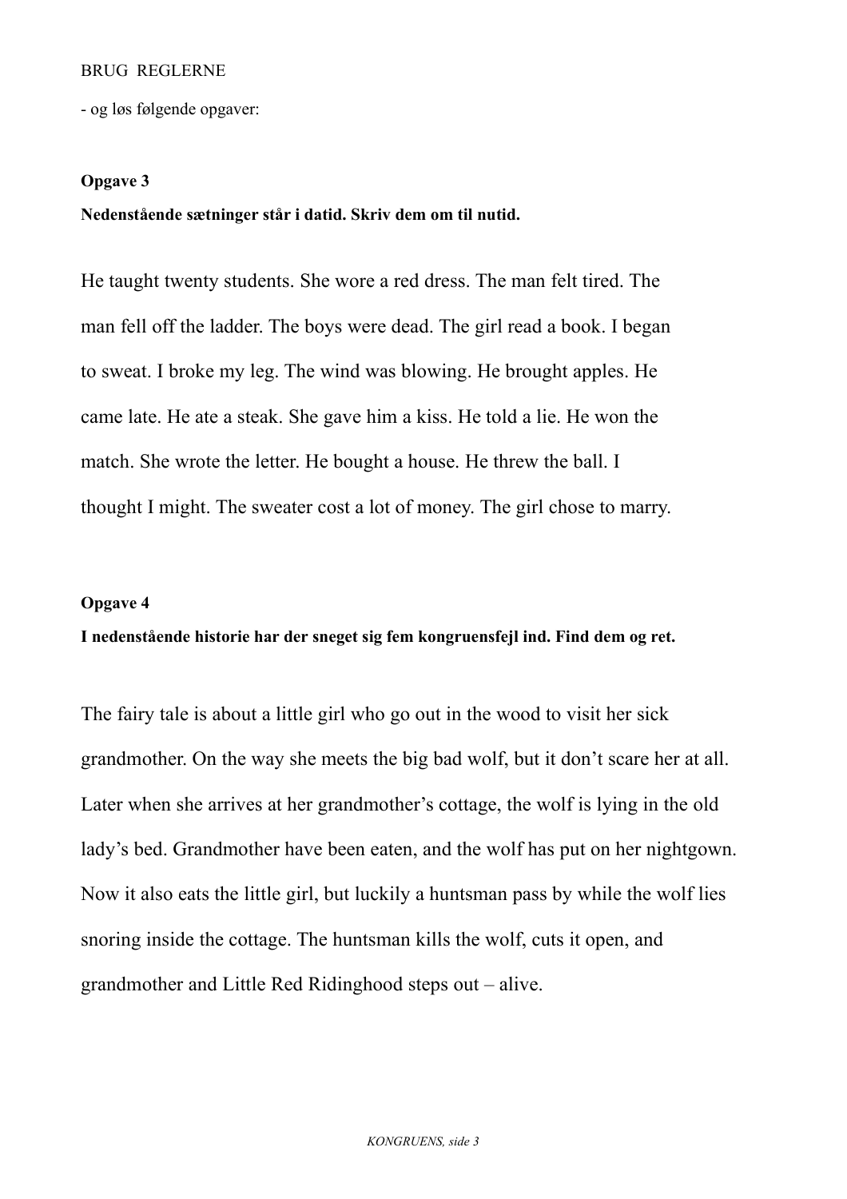BRUG REGLERNE

- og løs følgende opgaver:

**Opgave 3**

**Nedenstående sætninger står i datid. Skriv dem om til nutid.**

He taught twenty students. She wore a red dress. The man felt tired. The man fell off the ladder. The boys were dead. The girl read a book. I began to sweat. I broke my leg. The wind was blowing. He brought apples. He came late. He ate a steak. She gave him a kiss. He told a lie. He won the match. She wrote the letter. He bought a house. He threw the ball. I thought I might. The sweater cost a lot of money. The girl chose to marry.

**Opgave 4**

**I nedenstående historie har der sneget sig fem kongruensfejl ind. Find dem og ret.**

The fairy tale is about a little girl who go out in the wood to visit her sick grandmother. On the way she meets the big bad wolf, but it don't scare her at all. Later when she arrives at her grandmother's cottage, the wolf is lying in the old lady's bed. Grandmother have been eaten, and the wolf has put on her nightgown. Now it also eats the little girl, but luckily a huntsman pass by while the wolf lies snoring inside the cottage. The huntsman kills the wolf, cuts it open, and grandmother and Little Red Ridinghood steps out – alive.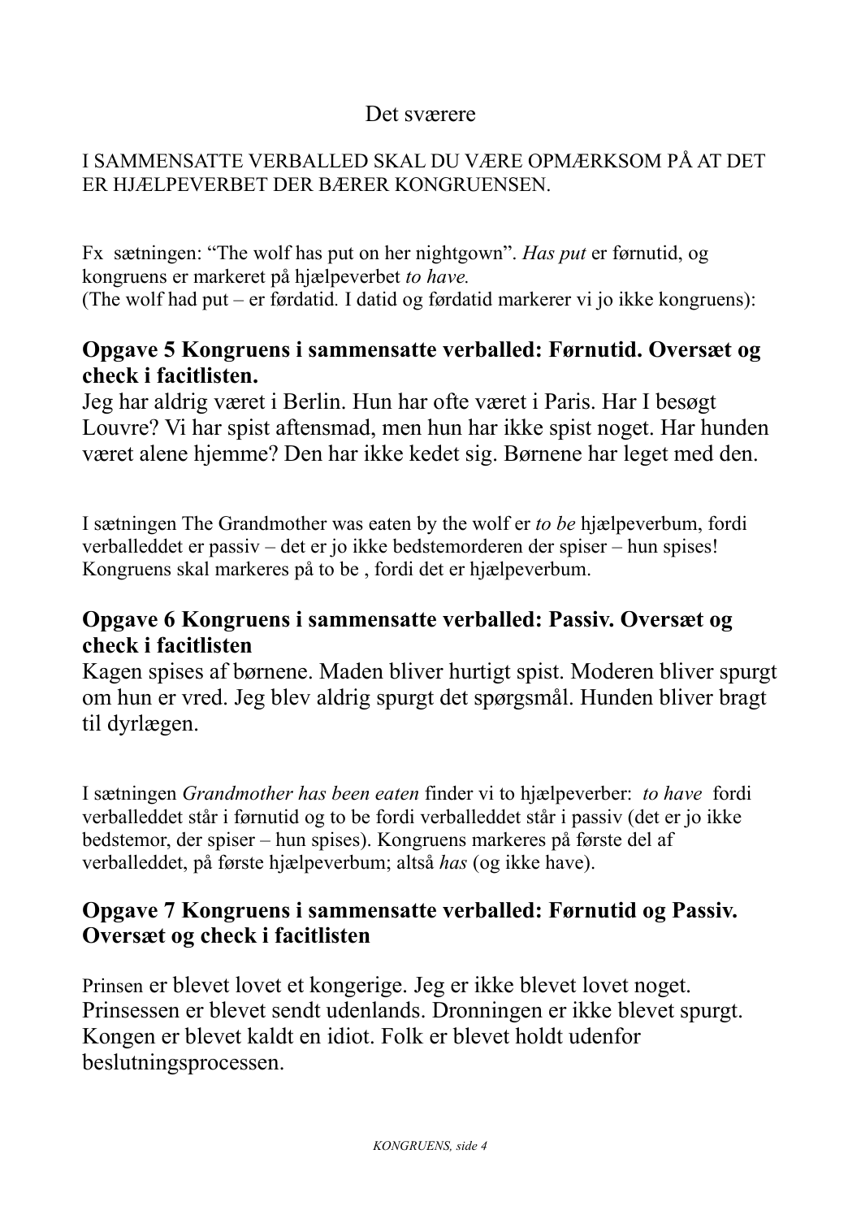Det sværere

I SAMMENSATTE VERBALLED SKAL DU VÆRE OPMÆRKSOM PÅ AT DET ER HJÆLPEVERBET DER BÆRER KONGRUENSEN.

Fx sætningen: "The wolf has put on her nightgown". *Has put* er førnutid, og kongruens er markeret på hjælpeverbet *to have.*
(The wolf had put – er førdatid. I datid og førdatid markerer vi jo ikke kongruens):

## Opgave 5 Kongruens i sammensatte verballed: Førnutid. Oversæt og check i facitlisten.

Jeg har aldrig været i Berlin. Hun har ofte været i Paris. Har I besøgt Louvre? Vi har spist aftensmad, men hun har ikke spist noget. Har hunden været alene hjemme? Den har ikke kedet sig. Børnene har leget med den.

I sætningen The Grandmother was eaten by the wolf er *to be* hjælpeverbum, fordi verballeddet er passiv – det er jo ikke bedstemorderen der spiser – hun spises! Kongruens skal markeres på to be , fordi det er hjælpeverbum.

## Opgave 6 Kongruens i sammensatte verballed: Passiv. Oversæt og check i facitlisten

Kagen spises af børnene. Maden bliver hurtigt spist. Moderen bliver spurgt om hun er vred. Jeg blev aldrig spurgt det spørgsmål. Hunden bliver bragt til dyrlægen.

I sætningen *Grandmother has been eaten* finder vi to hjælpeverber: *to have* fordi verballeddet står i førnutid og to be fordi verballeddet står i passiv (det er jo ikke bedstemor, der spiser – hun spises). Kongruens markeres på første del af verballeddet, på første hjælpeverbum; altså *has* (og ikke have).

## Opgave 7 Kongruens i sammensatte verballed: Førnutid og Passiv. Oversæt og check i facitlisten

Prinsen er blevet lovet et kongerige. Jeg er ikke blevet lovet noget. Prinsessen er blevet sendt udenlands. Dronningen er ikke blevet spurgt. Kongen er blevet kaldt en idiot. Folk er blevet holdt udenfor beslutningsprocessen.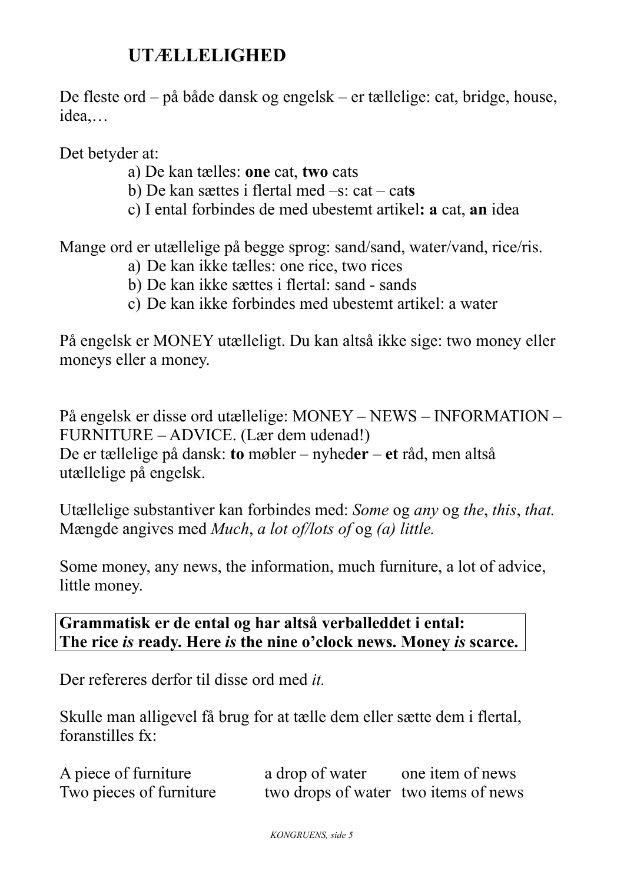# UTÆLLELIGHED

De fleste ord – på både dansk og engelsk – er tællelige: cat, bridge, house, idea,…

Det betyder at:

a) De kan tælles: **one** cat, **two** cats
b) De kan sættes i flertal med –s: cat – cat**s**
c) I ental forbindes de med ubestemt artikel**:** **a** cat, **an** idea

Mange ord er utællelige på begge sprog: sand/sand, water/vand, rice/ris.

a) De kan ikke tælles: one rice, two rices
b) De kan ikke sættes i flertal: sand - sands
c) De kan ikke forbindes med ubestemt artikel: a water

På engelsk er MONEY utælleligt. Du kan altså ikke sige: two money eller moneys eller a money.

På engelsk er disse ord utællelige: MONEY – NEWS – INFORMATION – FURNITURE – ADVICE. (Lær dem udenad!)
De er tællelige på dansk: **to** møbler – nyhed**er** – **et** råd, men altså utællelige på engelsk.

Utællelige substantiver kan forbindes med: *Some* og *any* og *the*, *this*, *that.*
Mængde angives med *Much*, *a lot of/lots of* og *(a) little.*

Some money, any news, the information, much furniture, a lot of advice, little money.

**Grammatisk er de ental og har altså verballeddet i ental:**
**The rice *is* ready. Here *is* the nine o'clock news. Money *is* scarce.**

Der refereres derfor til disse ord med *it.*

Skulle man alligevel få brug for at tælle dem eller sætte dem i flertal, foranstilles fx:

| | | |
|---|---|---|
| A piece of furniture | a drop of water | one item of news |
| Two pieces of furniture | two drops of water | two items of news |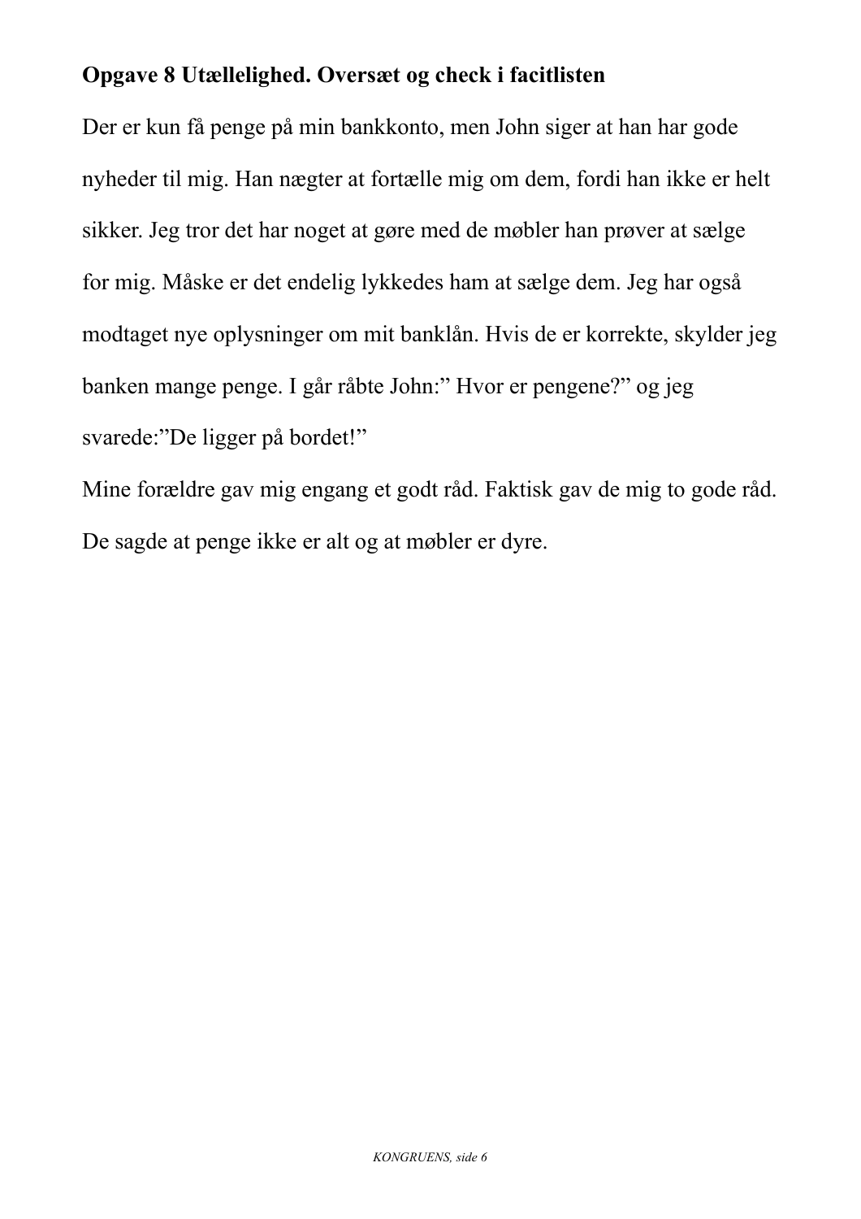**Opgave 8 Utællelighed. Oversæt og check i facitlisten**

Der er kun få penge på min bankkonto, men John siger at han har gode nyheder til mig. Han nægter at fortælle mig om dem, fordi han ikke er helt sikker. Jeg tror det har noget at gøre med de møbler han prøver at sælge for mig. Måske er det endelig lykkedes ham at sælge dem. Jeg har også modtaget nye oplysninger om mit banklån. Hvis de er korrekte, skylder jeg banken mange penge. I går råbte John:" Hvor er pengene?" og jeg svarede:"De ligger på bordet!"

Mine forældre gav mig engang et godt råd. Faktisk gav de mig to gode råd. De sagde at penge ikke er alt og at møbler er dyre.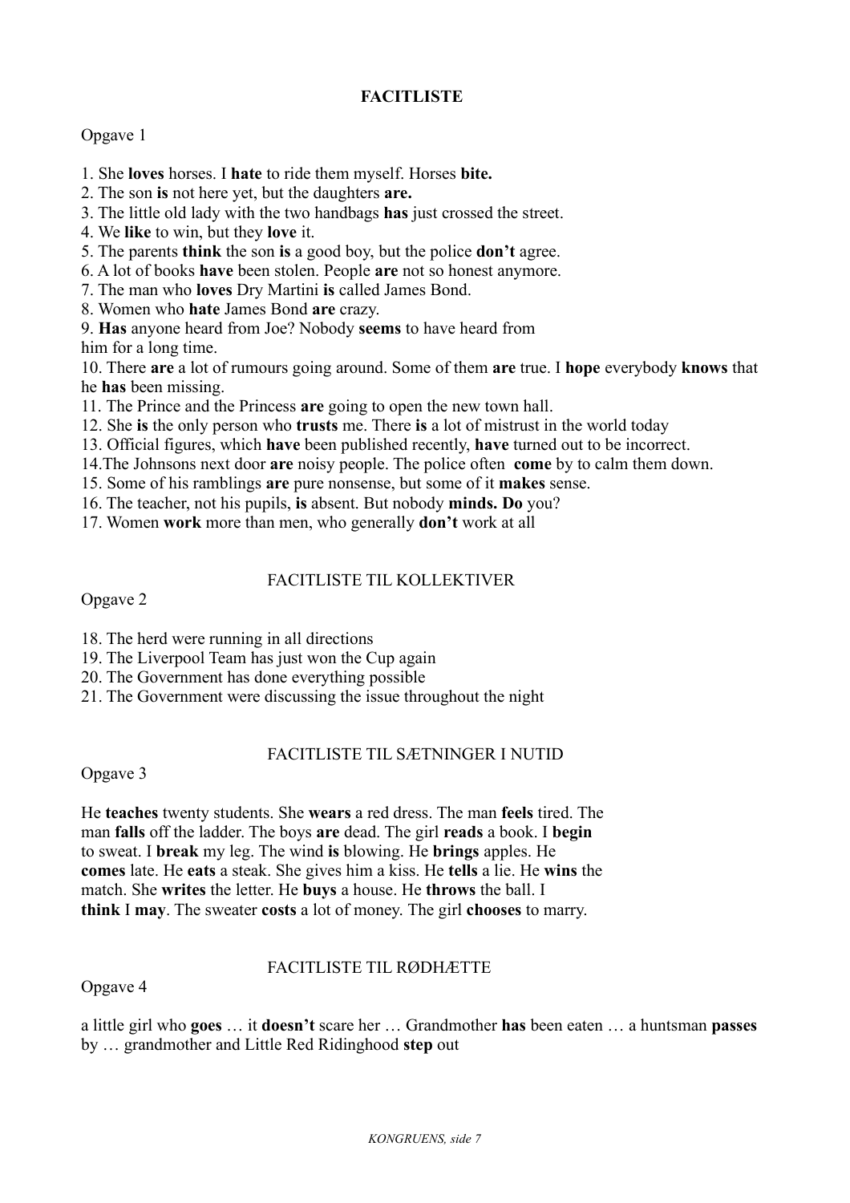## FACITLISTE

Opgave 1

1. She **loves** horses. I **hate** to ride them myself. Horses **bite.**
2. The son **is** not here yet, but the daughters **are.**
3. The little old lady with the two handbags **has** just crossed the street.
4. We **like** to win, but they **love** it.
5. The parents **think** the son **is** a good boy, but the police **don't** agree.
6. A lot of books **have** been stolen. People **are** not so honest anymore.
7. The man who **loves** Dry Martini **is** called James Bond.
8. Women who **hate** James Bond **are** crazy.
9. **Has** anyone heard from Joe? Nobody **seems** to have heard from him for a long time.
10. There **are** a lot of rumours going around. Some of them **are** true. I **hope** everybody **knows** that he **has** been missing.
11. The Prince and the Princess **are** going to open the new town hall.
12. She **is** the only person who **trusts** me. There **is** a lot of mistrust in the world today
13. Official figures, which **have** been published recently, **have** turned out to be incorrect.
14. The Johnsons next door **are** noisy people. The police often **come** by to calm them down.
15. Some of his ramblings **are** pure nonsense, but some of it **makes** sense.
16. The teacher, not his pupils, **is** absent. But nobody **minds. Do** you?
17. Women **work** more than men, who generally **don't** work at all

### FACITLISTE TIL KOLLEKTIVER

Opgave 2

18. The herd were running in all directions
19. The Liverpool Team has just won the Cup again
20. The Government has done everything possible
21. The Government were discussing the issue throughout the night

### FACITLISTE TIL SÆTNINGER I NUTID

Opgave 3

He **teaches** twenty students. She **wears** a red dress. The man **feels** tired. The man **falls** off the ladder. The boys **are** dead. The girl **reads** a book. I **begin** to sweat. I **break** my leg. The wind **is** blowing. He **brings** apples. He **comes** late. He **eats** a steak. She gives him a kiss. He **tells** a lie. He **wins** the match. She **writes** the letter. He **buys** a house. He **throws** the ball. I **think** I **may**. The sweater **costs** a lot of money. The girl **chooses** to marry.

### FACITLISTE TIL RØDHÆTTE

Opgave 4

a little girl who **goes** … it **doesn't** scare her … Grandmother **has** been eaten … a huntsman **passes** by … grandmother and Little Red Ridinghood **step** out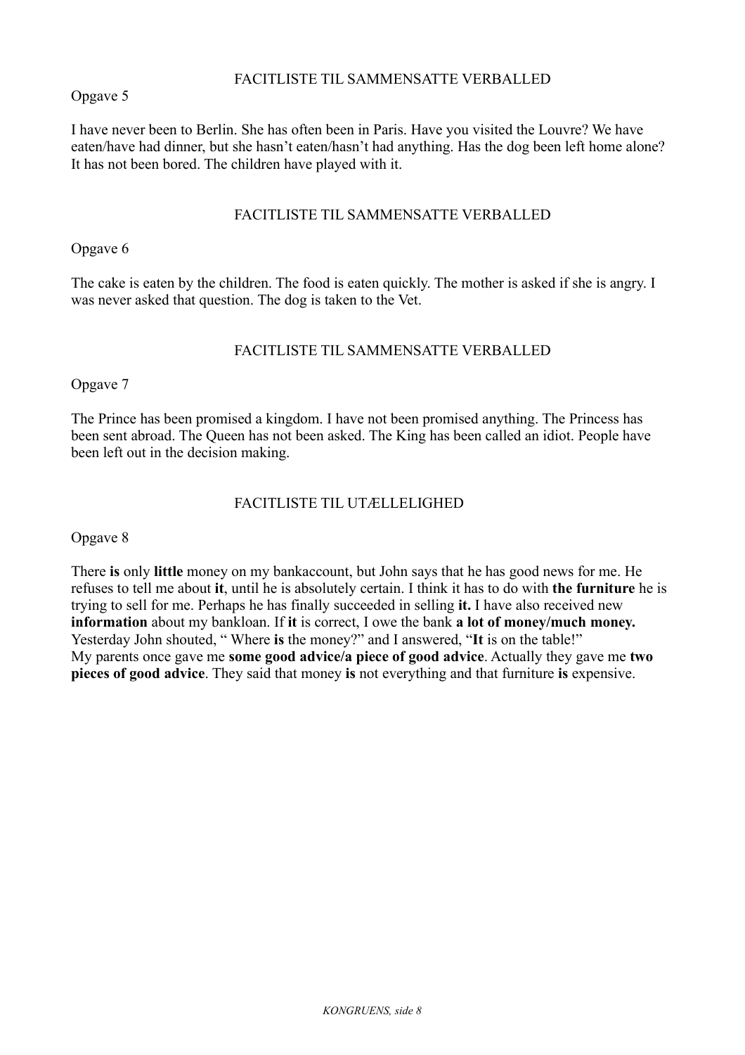## FACITLISTE TIL SAMMENSATTE VERBALLED

Opgave 5

I have never been to Berlin. She has often been in Paris. Have you visited the Louvre? We have eaten/have had dinner, but she hasn't eaten/hasn't had anything. Has the dog been left home alone? It has not been bored. The children have played with it.

## FACITLISTE TIL SAMMENSATTE VERBALLED

Opgave 6

The cake is eaten by the children. The food is eaten quickly. The mother is asked if she is angry. I was never asked that question. The dog is taken to the Vet.

## FACITLISTE TIL SAMMENSATTE VERBALLED

Opgave 7

The Prince has been promised a kingdom. I have not been promised anything. The Princess has been sent abroad. The Queen has not been asked. The King has been called an idiot. People have been left out in the decision making.

## FACITLISTE TIL UTÆLLELIGHED

Opgave 8

There **is** only **little** money on my bankaccount, but John says that he has good news for me. He refuses to tell me about **it**, until he is absolutely certain. I think it has to do with **the furniture** he is trying to sell for me. Perhaps he has finally succeeded in selling **it.** I have also received new **information** about my bankloan. If **it** is correct, I owe the bank **a lot of money/much money.** Yesterday John shouted, " Where **is** the money?" and I answered, "**It** is on the table!"
My parents once gave me **some good advice/a piece of good advice**. Actually they gave me **two pieces of good advice**. They said that money **is** not everything and that furniture **is** expensive.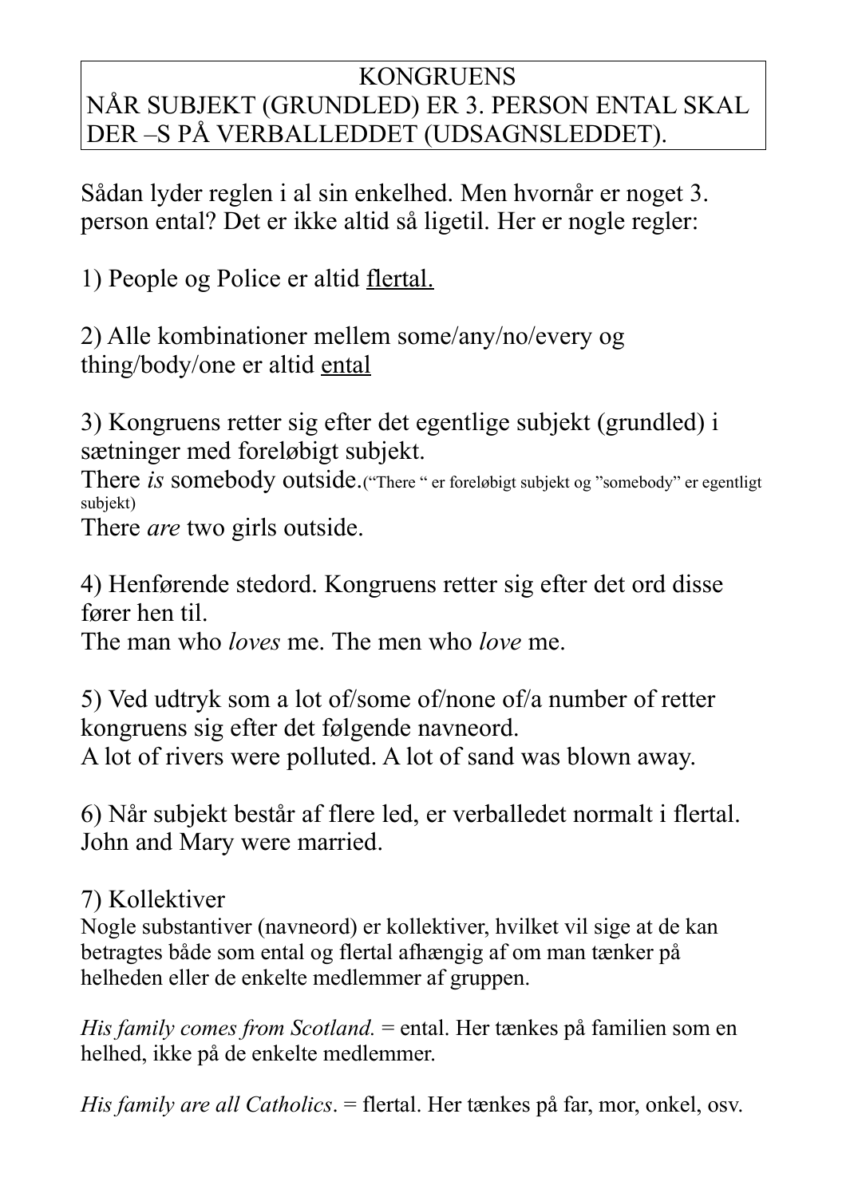**KONGRUENS**
**NÅR SUBJEKT (GRUNDLED) ER 3. PERSON ENTAL SKAL DER –S PÅ VERBALLEDDET (UDSAGNSLEDDET).**

Sådan lyder reglen i al sin enkelhed. Men hvornår er noget 3. person ental? Det er ikke altid så ligetil. Her er nogle regler:

1) People og Police er altid <u>flertal.</u>

2) Alle kombinationer mellem some/any/no/every og thing/body/one er altid <u>ental</u>

3) Kongruens retter sig efter det egentlige subjekt (grundled) i sætninger med foreløbigt subjekt.
There *is* somebody outside.(“There “ er foreløbigt subjekt og ”somebody” er egentligt subjekt)
There *are* two girls outside.

4) Henførende stedord. Kongruens retter sig efter det ord disse fører hen til.
The man who *loves* me. The men who *love* me.

5) Ved udtryk som a lot of/some of/none of/a number of retter kongruens sig efter det følgende navneord.
A lot of rivers were polluted. A lot of sand was blown away.

6) Når subjekt består af flere led, er verballedet normalt i flertal.
John and Mary were married.

7) Kollektiver
Nogle substantiver (navneord) er kollektiver, hvilket vil sige at de kan betragtes både som ental og flertal afhængig af om man tænker på helheden eller de enkelte medlemmer af gruppen.

*His family comes from Scotland.* = ental. Her tænkes på familien som en helhed, ikke på de enkelte medlemmer.

*His family are all Catholics*. = flertal. Her tænkes på far, mor, onkel, osv.